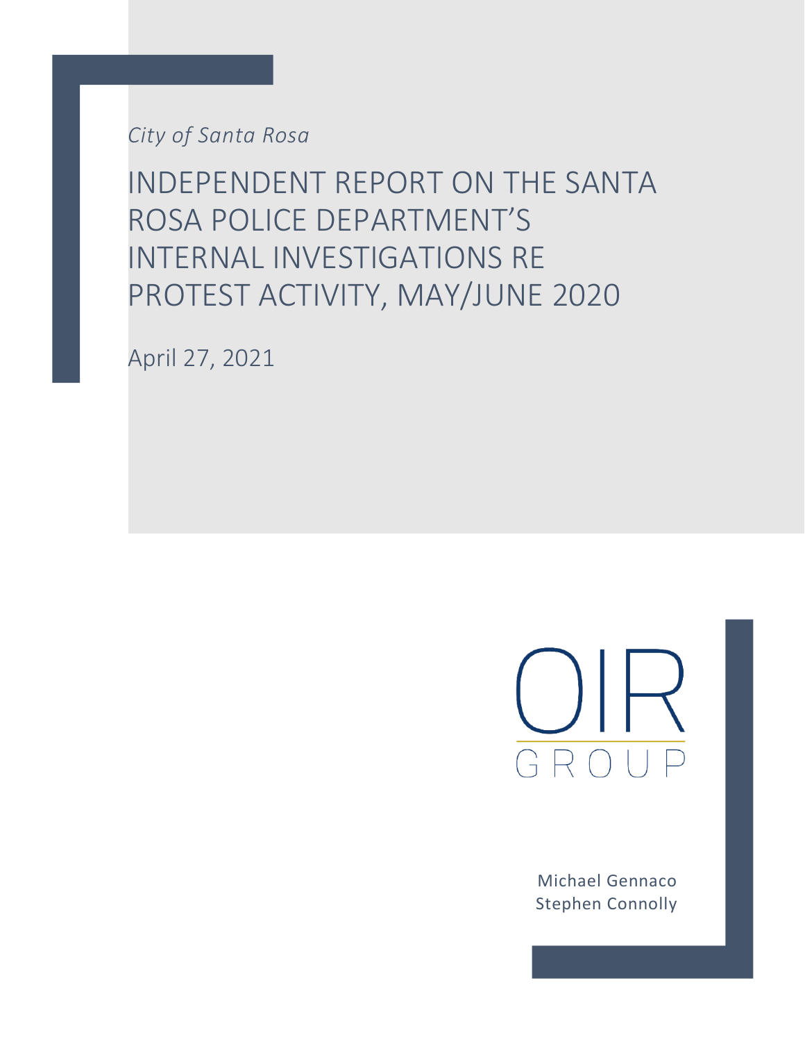*City of Santa Rosa*

# INDEPENDENT REPORT ON THE SANTA ROSA POLICE DEPARTMENT'S INTERNAL INVESTIGATIONS RE PROTEST ACTIVITY, MAY/JUNE 2020

April 27, 2021

OIR GROUP

Michael Gennaco
Stephen Connolly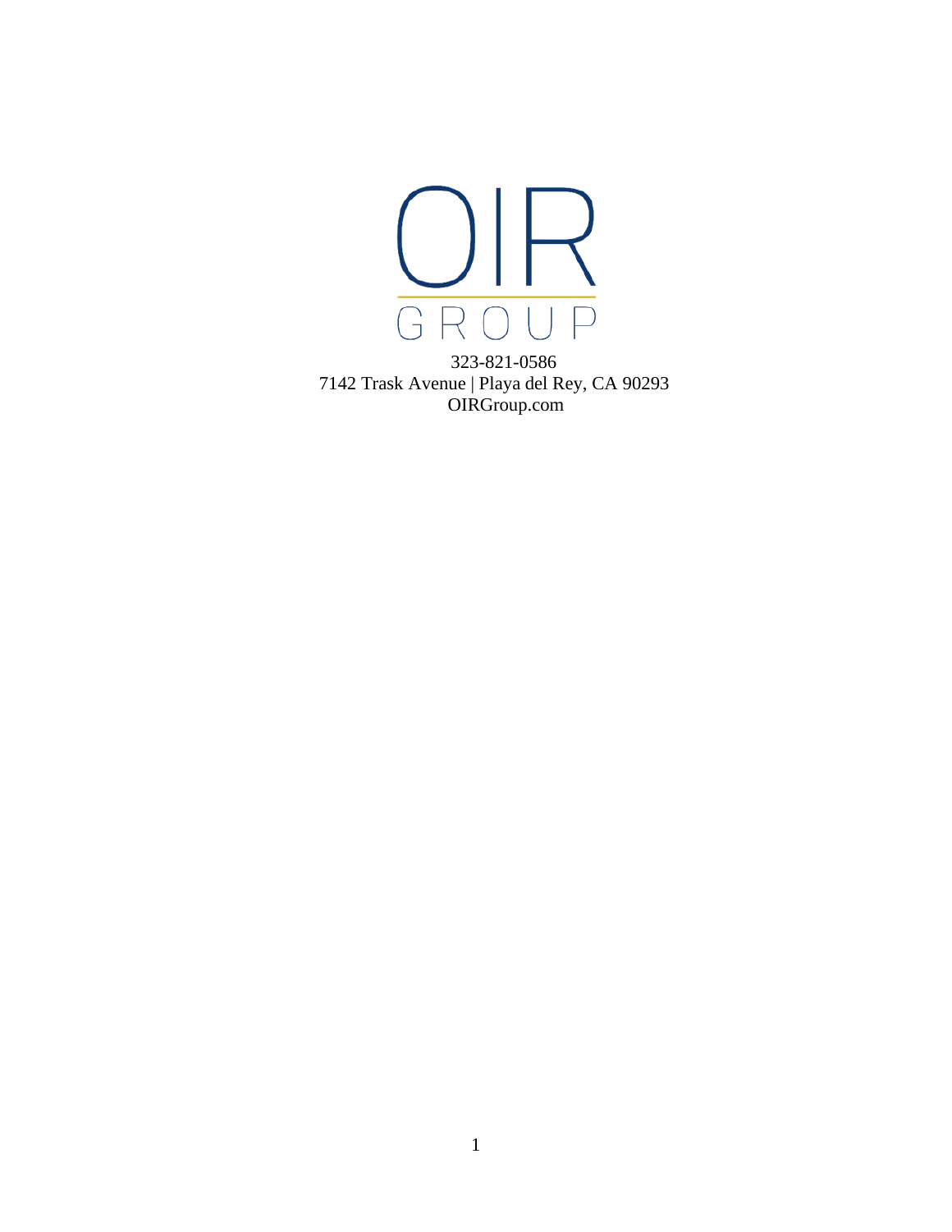OIR GROUP

323-821-0586

7142 Trask Avenue | Playa del Rey, CA 90293

OIRGroup.com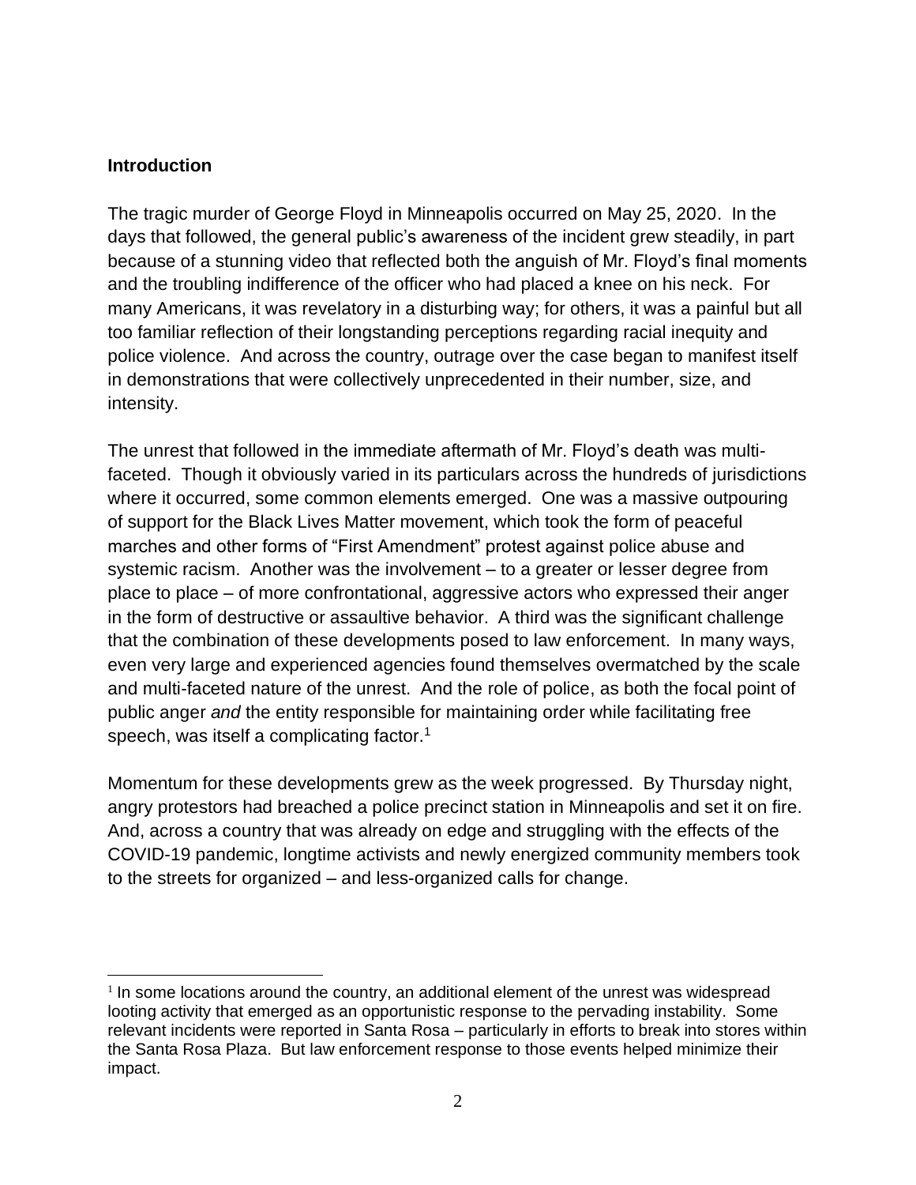**Introduction**

The tragic murder of George Floyd in Minneapolis occurred on May 25, 2020. In the days that followed, the general public's awareness of the incident grew steadily, in part because of a stunning video that reflected both the anguish of Mr. Floyd's final moments and the troubling indifference of the officer who had placed a knee on his neck. For many Americans, it was revelatory in a disturbing way; for others, it was a painful but all too familiar reflection of their longstanding perceptions regarding racial inequity and police violence. And across the country, outrage over the case began to manifest itself in demonstrations that were collectively unprecedented in their number, size, and intensity.

The unrest that followed in the immediate aftermath of Mr. Floyd's death was multi-faceted. Though it obviously varied in its particulars across the hundreds of jurisdictions where it occurred, some common elements emerged. One was a massive outpouring of support for the Black Lives Matter movement, which took the form of peaceful marches and other forms of "First Amendment" protest against police abuse and systemic racism. Another was the involvement – to a greater or lesser degree from place to place – of more confrontational, aggressive actors who expressed their anger in the form of destructive or assaultive behavior. A third was the significant challenge that the combination of these developments posed to law enforcement. In many ways, even very large and experienced agencies found themselves overmatched by the scale and multi-faceted nature of the unrest. And the role of police, as both the focal point of public anger *and* the entity responsible for maintaining order while facilitating free speech, was itself a complicating factor.[1]

Momentum for these developments grew as the week progressed. By Thursday night, angry protestors had breached a police precinct station in Minneapolis and set it on fire. And, across a country that was already on edge and struggling with the effects of the COVID-19 pandemic, longtime activists and newly energized community members took to the streets for organized – and less-organized calls for change.

[1] In some locations around the country, an additional element of the unrest was widespread looting activity that emerged as an opportunistic response to the pervading instability. Some relevant incidents were reported in Santa Rosa – particularly in efforts to break into stores within the Santa Rosa Plaza. But law enforcement response to those events helped minimize their impact.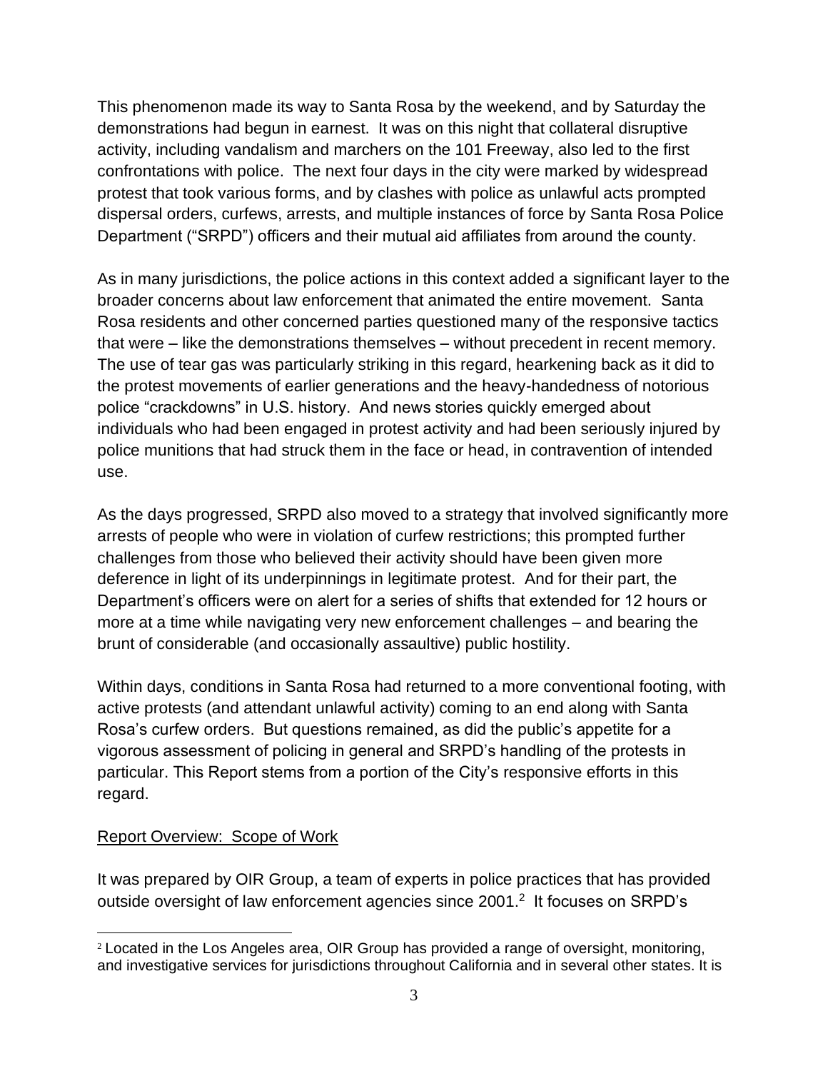This phenomenon made its way to Santa Rosa by the weekend, and by Saturday the demonstrations had begun in earnest. It was on this night that collateral disruptive activity, including vandalism and marchers on the 101 Freeway, also led to the first confrontations with police. The next four days in the city were marked by widespread protest that took various forms, and by clashes with police as unlawful acts prompted dispersal orders, curfews, arrests, and multiple instances of force by Santa Rosa Police Department ("SRPD") officers and their mutual aid affiliates from around the county.

As in many jurisdictions, the police actions in this context added a significant layer to the broader concerns about law enforcement that animated the entire movement. Santa Rosa residents and other concerned parties questioned many of the responsive tactics that were – like the demonstrations themselves – without precedent in recent memory. The use of tear gas was particularly striking in this regard, hearkening back as it did to the protest movements of earlier generations and the heavy-handedness of notorious police "crackdowns" in U.S. history. And news stories quickly emerged about individuals who had been engaged in protest activity and had been seriously injured by police munitions that had struck them in the face or head, in contravention of intended use.

As the days progressed, SRPD also moved to a strategy that involved significantly more arrests of people who were in violation of curfew restrictions; this prompted further challenges from those who believed their activity should have been given more deference in light of its underpinnings in legitimate protest. And for their part, the Department's officers were on alert for a series of shifts that extended for 12 hours or more at a time while navigating very new enforcement challenges – and bearing the brunt of considerable (and occasionally assaultive) public hostility.

Within days, conditions in Santa Rosa had returned to a more conventional footing, with active protests (and attendant unlawful activity) coming to an end along with Santa Rosa's curfew orders. But questions remained, as did the public's appetite for a vigorous assessment of policing in general and SRPD's handling of the protests in particular. This Report stems from a portion of the City's responsive efforts in this regard.

## Report Overview: Scope of Work

It was prepared by OIR Group, a team of experts in police practices that has provided outside oversight of law enforcement agencies since 2001.[2] It focuses on SRPD's

[2] Located in the Los Angeles area, OIR Group has provided a range of oversight, monitoring, and investigative services for jurisdictions throughout California and in several other states. It is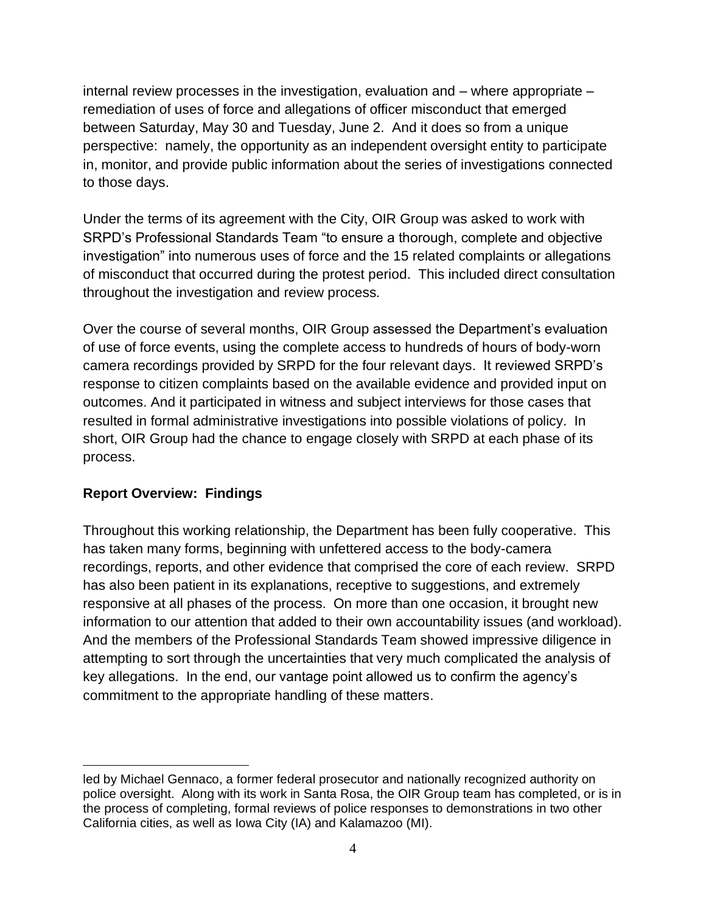internal review processes in the investigation, evaluation and – where appropriate – remediation of uses of force and allegations of officer misconduct that emerged between Saturday, May 30 and Tuesday, June 2. And it does so from a unique perspective: namely, the opportunity as an independent oversight entity to participate in, monitor, and provide public information about the series of investigations connected to those days.

Under the terms of its agreement with the City, OIR Group was asked to work with SRPD's Professional Standards Team "to ensure a thorough, complete and objective investigation" into numerous uses of force and the 15 related complaints or allegations of misconduct that occurred during the protest period. This included direct consultation throughout the investigation and review process.

Over the course of several months, OIR Group assessed the Department's evaluation of use of force events, using the complete access to hundreds of hours of body-worn camera recordings provided by SRPD for the four relevant days. It reviewed SRPD's response to citizen complaints based on the available evidence and provided input on outcomes. And it participated in witness and subject interviews for those cases that resulted in formal administrative investigations into possible violations of policy. In short, OIR Group had the chance to engage closely with SRPD at each phase of its process.

**Report Overview: Findings**

Throughout this working relationship, the Department has been fully cooperative. This has taken many forms, beginning with unfettered access to the body-camera recordings, reports, and other evidence that comprised the core of each review. SRPD has also been patient in its explanations, receptive to suggestions, and extremely responsive at all phases of the process. On more than one occasion, it brought new information to our attention that added to their own accountability issues (and workload). And the members of the Professional Standards Team showed impressive diligence in attempting to sort through the uncertainties that very much complicated the analysis of key allegations. In the end, our vantage point allowed us to confirm the agency's commitment to the appropriate handling of these matters.

---

led by Michael Gennaco, a former federal prosecutor and nationally recognized authority on police oversight. Along with its work in Santa Rosa, the OIR Group team has completed, or is in the process of completing, formal reviews of police responses to demonstrations in two other California cities, as well as Iowa City (IA) and Kalamazoo (MI).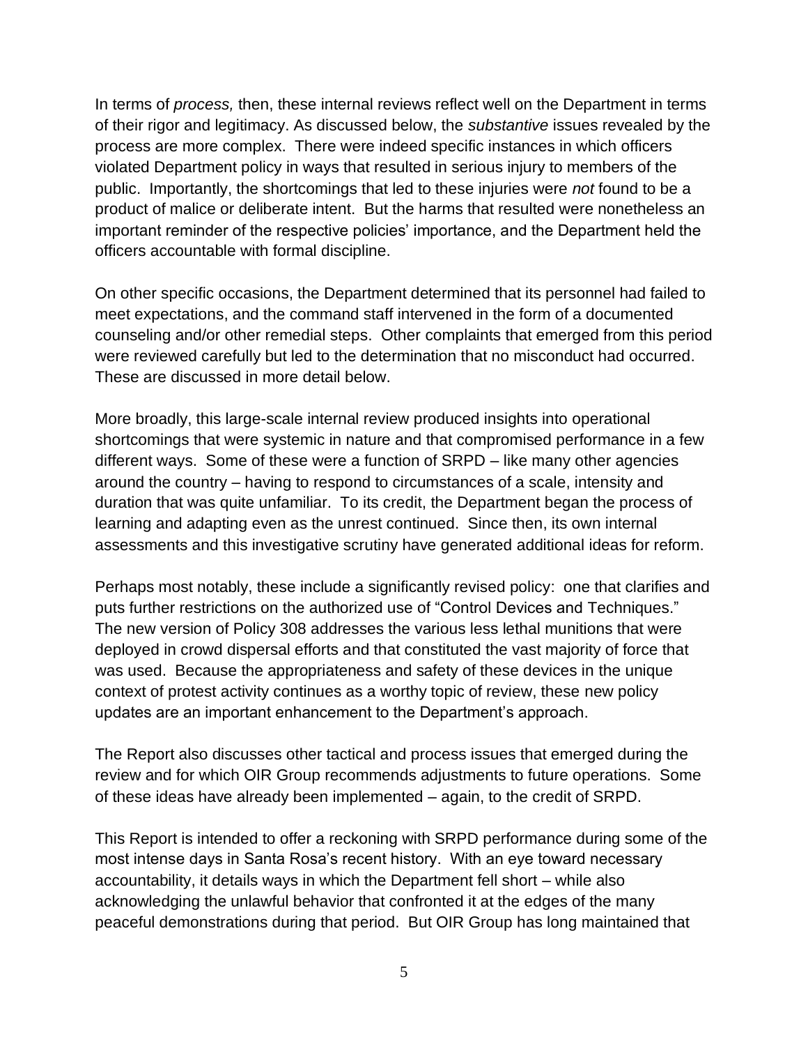In terms of *process,* then, these internal reviews reflect well on the Department in terms of their rigor and legitimacy. As discussed below, the *substantive* issues revealed by the process are more complex. There were indeed specific instances in which officers violated Department policy in ways that resulted in serious injury to members of the public. Importantly, the shortcomings that led to these injuries were *not* found to be a product of malice or deliberate intent. But the harms that resulted were nonetheless an important reminder of the respective policies' importance, and the Department held the officers accountable with formal discipline.

On other specific occasions, the Department determined that its personnel had failed to meet expectations, and the command staff intervened in the form of a documented counseling and/or other remedial steps. Other complaints that emerged from this period were reviewed carefully but led to the determination that no misconduct had occurred. These are discussed in more detail below.

More broadly, this large-scale internal review produced insights into operational shortcomings that were systemic in nature and that compromised performance in a few different ways. Some of these were a function of SRPD – like many other agencies around the country – having to respond to circumstances of a scale, intensity and duration that was quite unfamiliar. To its credit, the Department began the process of learning and adapting even as the unrest continued. Since then, its own internal assessments and this investigative scrutiny have generated additional ideas for reform.

Perhaps most notably, these include a significantly revised policy: one that clarifies and puts further restrictions on the authorized use of "Control Devices and Techniques." The new version of Policy 308 addresses the various less lethal munitions that were deployed in crowd dispersal efforts and that constituted the vast majority of force that was used. Because the appropriateness and safety of these devices in the unique context of protest activity continues as a worthy topic of review, these new policy updates are an important enhancement to the Department's approach.

The Report also discusses other tactical and process issues that emerged during the review and for which OIR Group recommends adjustments to future operations. Some of these ideas have already been implemented – again, to the credit of SRPD.

This Report is intended to offer a reckoning with SRPD performance during some of the most intense days in Santa Rosa's recent history. With an eye toward necessary accountability, it details ways in which the Department fell short – while also acknowledging the unlawful behavior that confronted it at the edges of the many peaceful demonstrations during that period. But OIR Group has long maintained that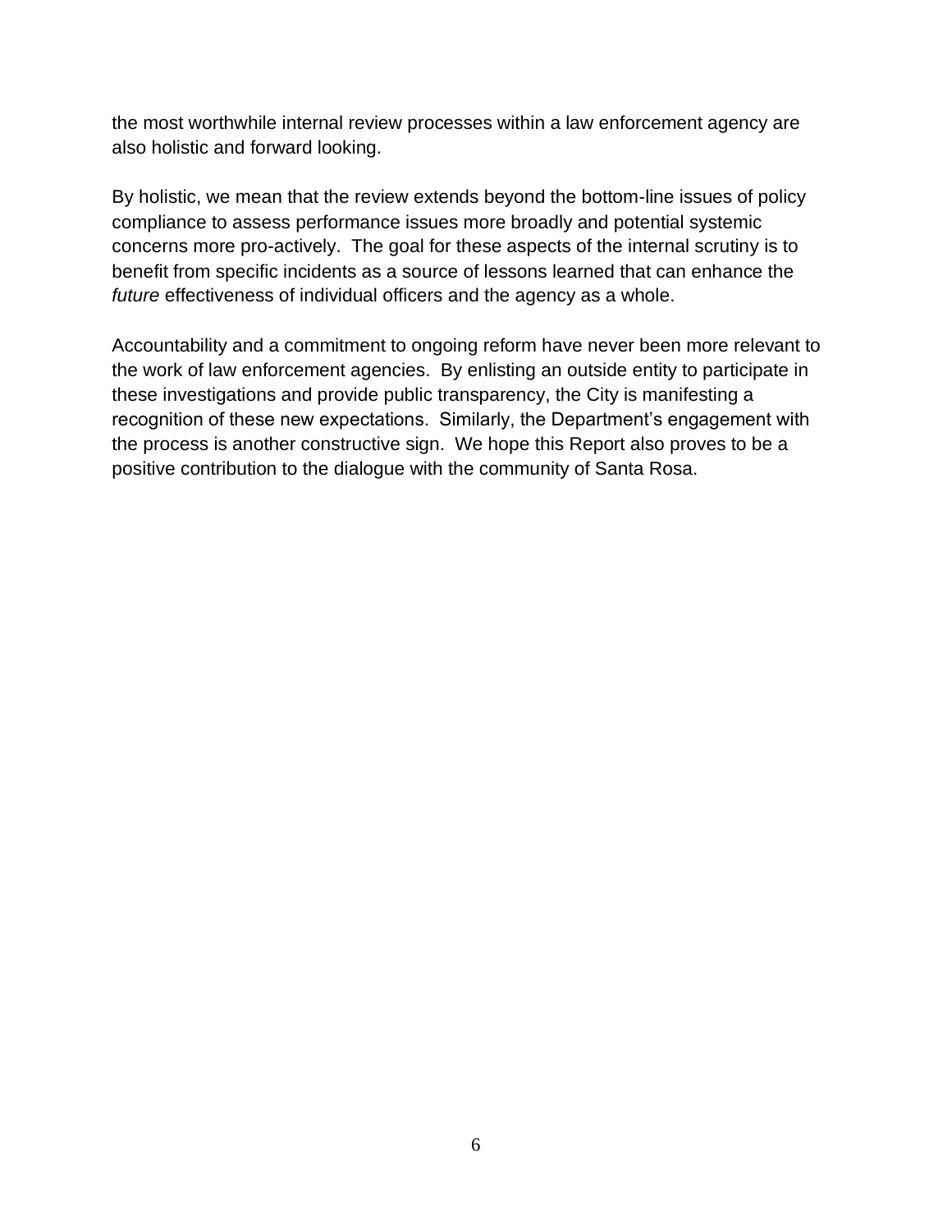the most worthwhile internal review processes within a law enforcement agency are also holistic and forward looking.

By holistic, we mean that the review extends beyond the bottom-line issues of policy compliance to assess performance issues more broadly and potential systemic concerns more pro-actively. The goal for these aspects of the internal scrutiny is to benefit from specific incidents as a source of lessons learned that can enhance the *future* effectiveness of individual officers and the agency as a whole.

Accountability and a commitment to ongoing reform have never been more relevant to the work of law enforcement agencies. By enlisting an outside entity to participate in these investigations and provide public transparency, the City is manifesting a recognition of these new expectations. Similarly, the Department's engagement with the process is another constructive sign. We hope this Report also proves to be a positive contribution to the dialogue with the community of Santa Rosa.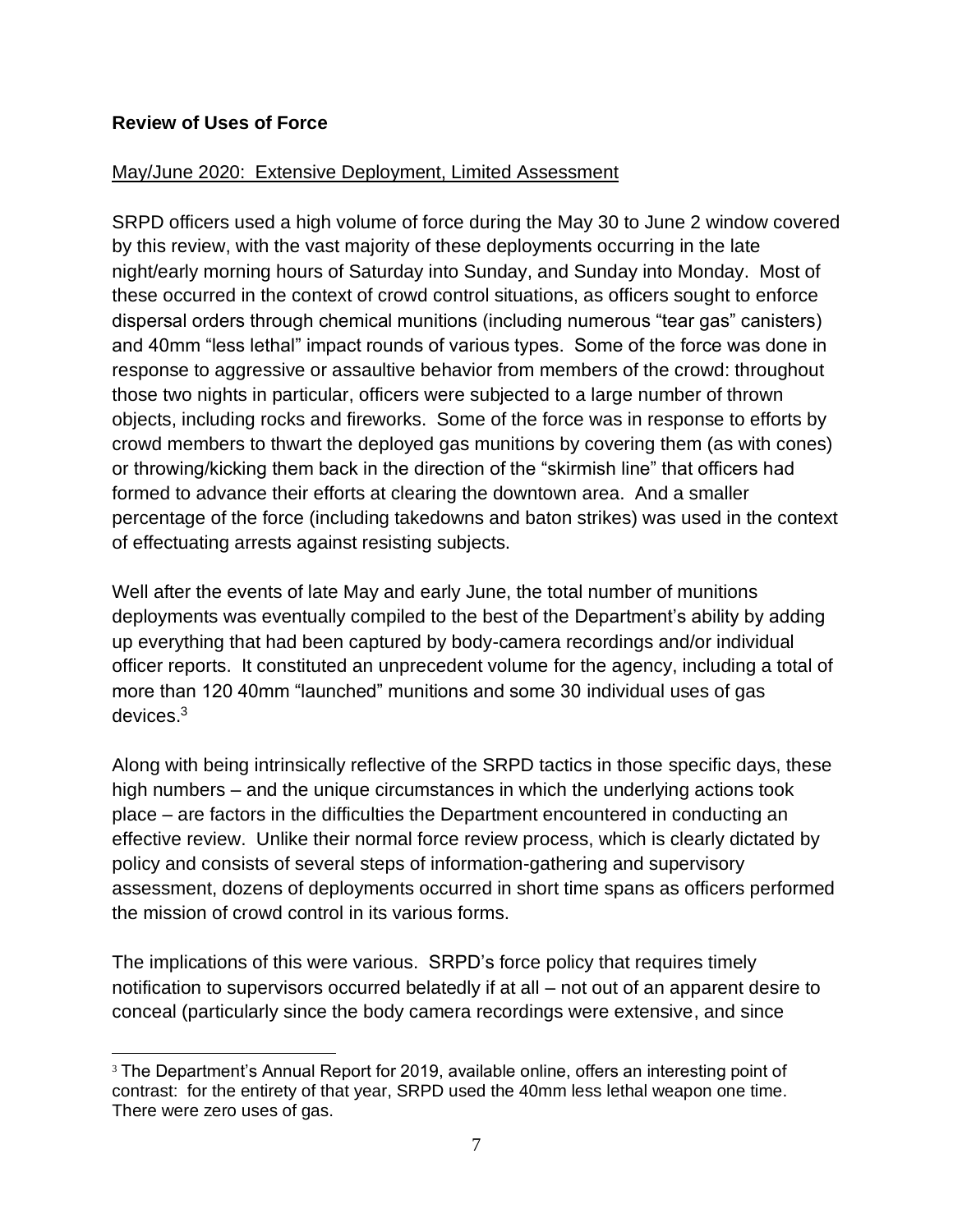**Review of Uses of Force**

May/June 2020: Extensive Deployment, Limited Assessment

SRPD officers used a high volume of force during the May 30 to June 2 window covered by this review, with the vast majority of these deployments occurring in the late night/early morning hours of Saturday into Sunday, and Sunday into Monday. Most of these occurred in the context of crowd control situations, as officers sought to enforce dispersal orders through chemical munitions (including numerous "tear gas" canisters) and 40mm "less lethal" impact rounds of various types. Some of the force was done in response to aggressive or assaultive behavior from members of the crowd: throughout those two nights in particular, officers were subjected to a large number of thrown objects, including rocks and fireworks. Some of the force was in response to efforts by crowd members to thwart the deployed gas munitions by covering them (as with cones) or throwing/kicking them back in the direction of the "skirmish line" that officers had formed to advance their efforts at clearing the downtown area. And a smaller percentage of the force (including takedowns and baton strikes) was used in the context of effectuating arrests against resisting subjects.

Well after the events of late May and early June, the total number of munitions deployments was eventually compiled to the best of the Department's ability by adding up everything that had been captured by body-camera recordings and/or individual officer reports. It constituted an unprecedent volume for the agency, including a total of more than 120 40mm "launched" munitions and some 30 individual uses of gas devices.[3]

Along with being intrinsically reflective of the SRPD tactics in those specific days, these high numbers – and the unique circumstances in which the underlying actions took place – are factors in the difficulties the Department encountered in conducting an effective review. Unlike their normal force review process, which is clearly dictated by policy and consists of several steps of information-gathering and supervisory assessment, dozens of deployments occurred in short time spans as officers performed the mission of crowd control in its various forms.

The implications of this were various. SRPD's force policy that requires timely notification to supervisors occurred belatedly if at all – not out of an apparent desire to conceal (particularly since the body camera recordings were extensive, and since

---

[3] The Department's Annual Report for 2019, available online, offers an interesting point of contrast: for the entirety of that year, SRPD used the 40mm less lethal weapon one time. There were zero uses of gas.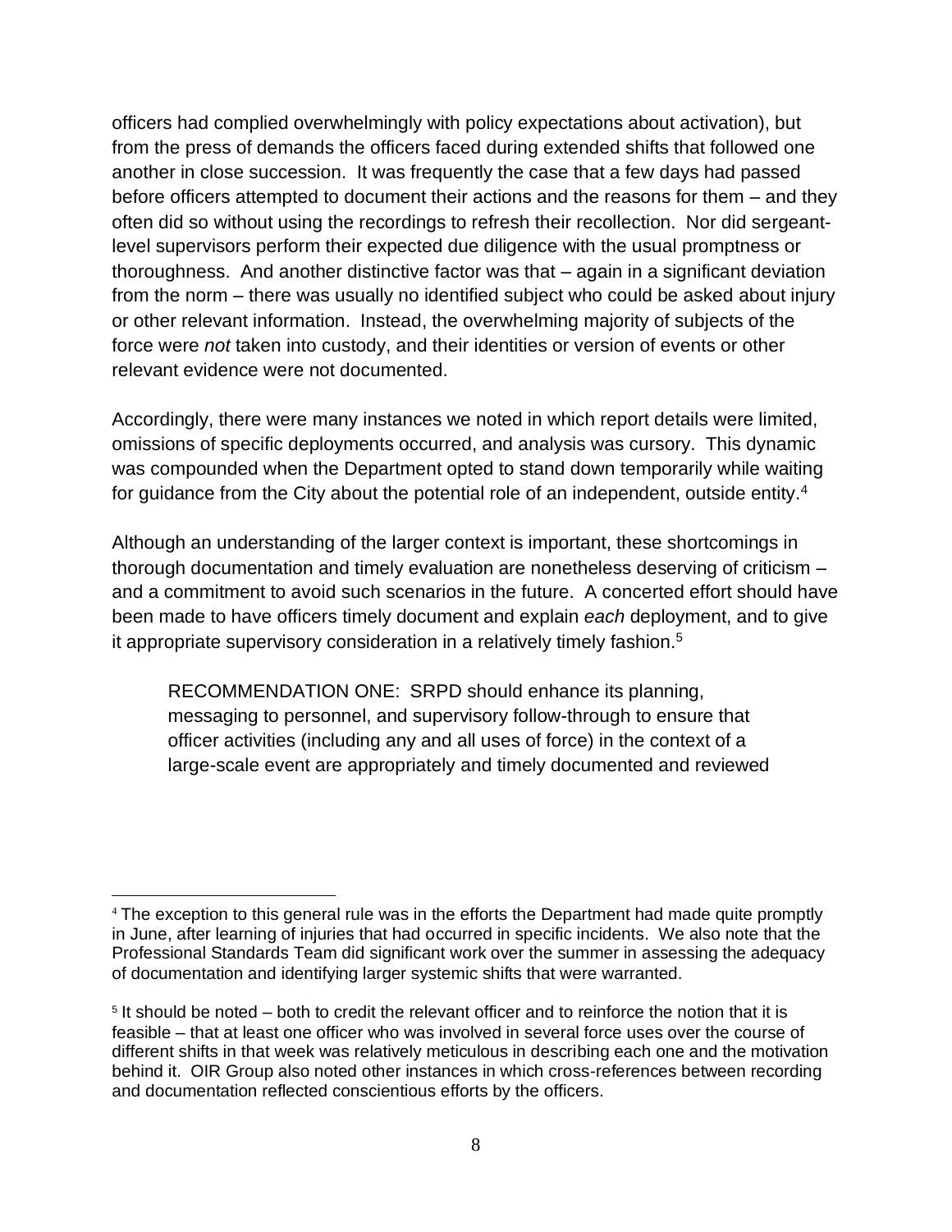officers had complied overwhelmingly with policy expectations about activation), but from the press of demands the officers faced during extended shifts that followed one another in close succession. It was frequently the case that a few days had passed before officers attempted to document their actions and the reasons for them – and they often did so without using the recordings to refresh their recollection. Nor did sergeant-level supervisors perform their expected due diligence with the usual promptness or thoroughness. And another distinctive factor was that – again in a significant deviation from the norm – there was usually no identified subject who could be asked about injury or other relevant information. Instead, the overwhelming majority of subjects of the force were *not* taken into custody, and their identities or version of events or other relevant evidence were not documented.

Accordingly, there were many instances we noted in which report details were limited, omissions of specific deployments occurred, and analysis was cursory. This dynamic was compounded when the Department opted to stand down temporarily while waiting for guidance from the City about the potential role of an independent, outside entity.[4]

Although an understanding of the larger context is important, these shortcomings in thorough documentation and timely evaluation are nonetheless deserving of criticism – and a commitment to avoid such scenarios in the future. A concerted effort should have been made to have officers timely document and explain *each* deployment, and to give it appropriate supervisory consideration in a relatively timely fashion.[5]

> RECOMMENDATION ONE: SRPD should enhance its planning, messaging to personnel, and supervisory follow-through to ensure that officer activities (including any and all uses of force) in the context of a large-scale event are appropriately and timely documented and reviewed

---

[4] The exception to this general rule was in the efforts the Department had made quite promptly in June, after learning of injuries that had occurred in specific incidents. We also note that the Professional Standards Team did significant work over the summer in assessing the adequacy of documentation and identifying larger systemic shifts that were warranted.

[5] It should be noted – both to credit the relevant officer and to reinforce the notion that it is feasible – that at least one officer who was involved in several force uses over the course of different shifts in that week was relatively meticulous in describing each one and the motivation behind it. OIR Group also noted other instances in which cross-references between recording and documentation reflected conscientious efforts by the officers.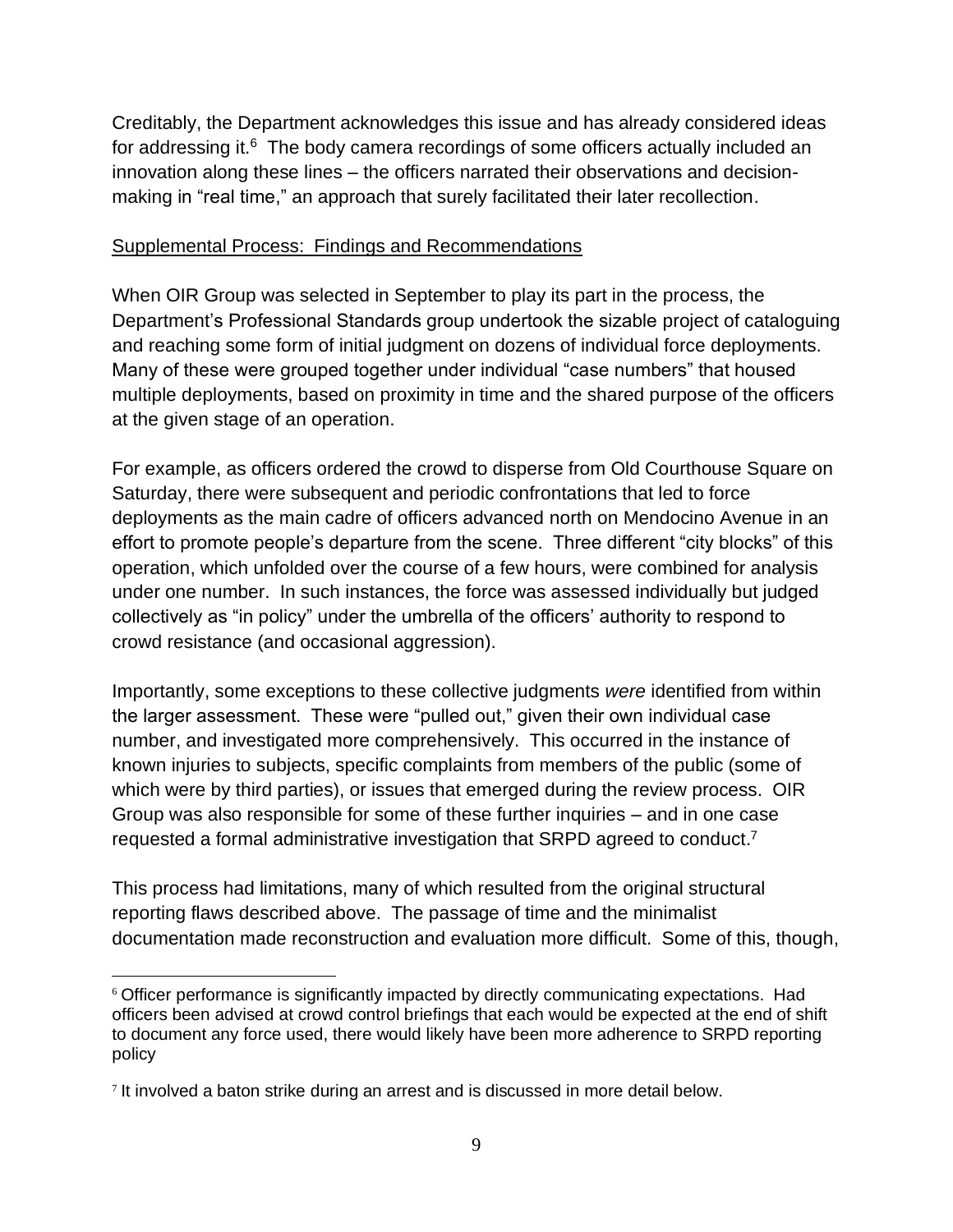Creditably, the Department acknowledges this issue and has already considered ideas for addressing it.[6] The body camera recordings of some officers actually included an innovation along these lines – the officers narrated their observations and decision-making in "real time," an approach that surely facilitated their later recollection.

Supplemental Process: Findings and Recommendations

When OIR Group was selected in September to play its part in the process, the Department's Professional Standards group undertook the sizable project of cataloguing and reaching some form of initial judgment on dozens of individual force deployments. Many of these were grouped together under individual "case numbers" that housed multiple deployments, based on proximity in time and the shared purpose of the officers at the given stage of an operation.

For example, as officers ordered the crowd to disperse from Old Courthouse Square on Saturday, there were subsequent and periodic confrontations that led to force deployments as the main cadre of officers advanced north on Mendocino Avenue in an effort to promote people's departure from the scene. Three different "city blocks" of this operation, which unfolded over the course of a few hours, were combined for analysis under one number. In such instances, the force was assessed individually but judged collectively as "in policy" under the umbrella of the officers' authority to respond to crowd resistance (and occasional aggression).

Importantly, some exceptions to these collective judgments *were* identified from within the larger assessment. These were "pulled out," given their own individual case number, and investigated more comprehensively. This occurred in the instance of known injuries to subjects, specific complaints from members of the public (some of which were by third parties), or issues that emerged during the review process. OIR Group was also responsible for some of these further inquiries – and in one case requested a formal administrative investigation that SRPD agreed to conduct.[7]

This process had limitations, many of which resulted from the original structural reporting flaws described above. The passage of time and the minimalist documentation made reconstruction and evaluation more difficult. Some of this, though,

---

[6] Officer performance is significantly impacted by directly communicating expectations. Had officers been advised at crowd control briefings that each would be expected at the end of shift to document any force used, there would likely have been more adherence to SRPD reporting policy

[7] It involved a baton strike during an arrest and is discussed in more detail below.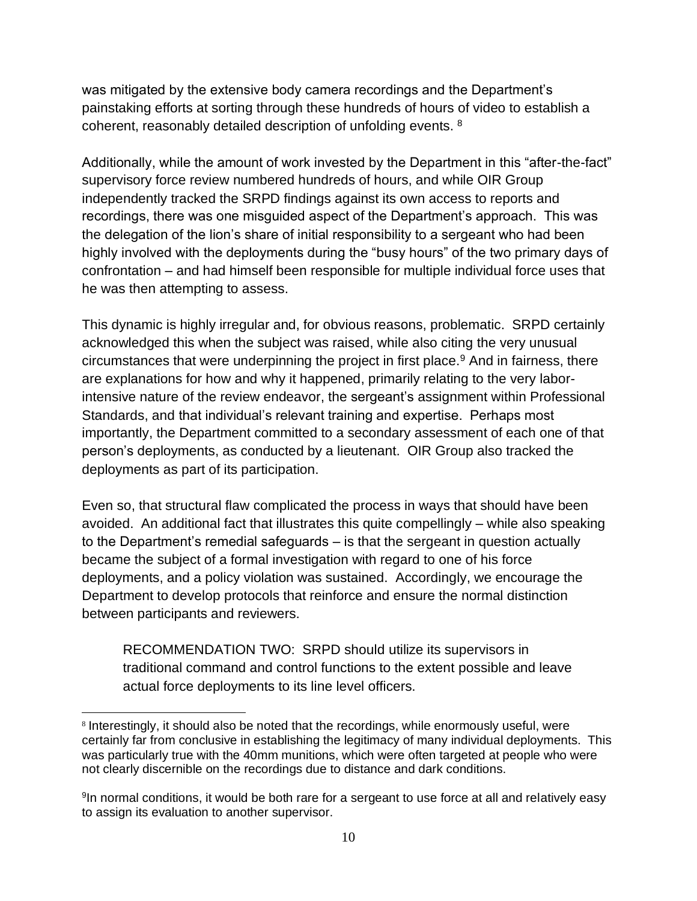was mitigated by the extensive body camera recordings and the Department's painstaking efforts at sorting through these hundreds of hours of video to establish a coherent, reasonably detailed description of unfolding events. [8]

Additionally, while the amount of work invested by the Department in this "after-the-fact" supervisory force review numbered hundreds of hours, and while OIR Group independently tracked the SRPD findings against its own access to reports and recordings, there was one misguided aspect of the Department's approach. This was the delegation of the lion's share of initial responsibility to a sergeant who had been highly involved with the deployments during the "busy hours" of the two primary days of confrontation – and had himself been responsible for multiple individual force uses that he was then attempting to assess.

This dynamic is highly irregular and, for obvious reasons, problematic. SRPD certainly acknowledged this when the subject was raised, while also citing the very unusual circumstances that were underpinning the project in first place.[9] And in fairness, there are explanations for how and why it happened, primarily relating to the very labor-intensive nature of the review endeavor, the sergeant's assignment within Professional Standards, and that individual's relevant training and expertise. Perhaps most importantly, the Department committed to a secondary assessment of each one of that person's deployments, as conducted by a lieutenant. OIR Group also tracked the deployments as part of its participation.

Even so, that structural flaw complicated the process in ways that should have been avoided. An additional fact that illustrates this quite compellingly – while also speaking to the Department's remedial safeguards – is that the sergeant in question actually became the subject of a formal investigation with regard to one of his force deployments, and a policy violation was sustained. Accordingly, we encourage the Department to develop protocols that reinforce and ensure the normal distinction between participants and reviewers.

> RECOMMENDATION TWO: SRPD should utilize its supervisors in traditional command and control functions to the extent possible and leave actual force deployments to its line level officers.

---

[8] Interestingly, it should also be noted that the recordings, while enormously useful, were certainly far from conclusive in establishing the legitimacy of many individual deployments. This was particularly true with the 40mm munitions, which were often targeted at people who were not clearly discernible on the recordings due to distance and dark conditions.

[9] In normal conditions, it would be both rare for a sergeant to use force at all and relatively easy to assign its evaluation to another supervisor.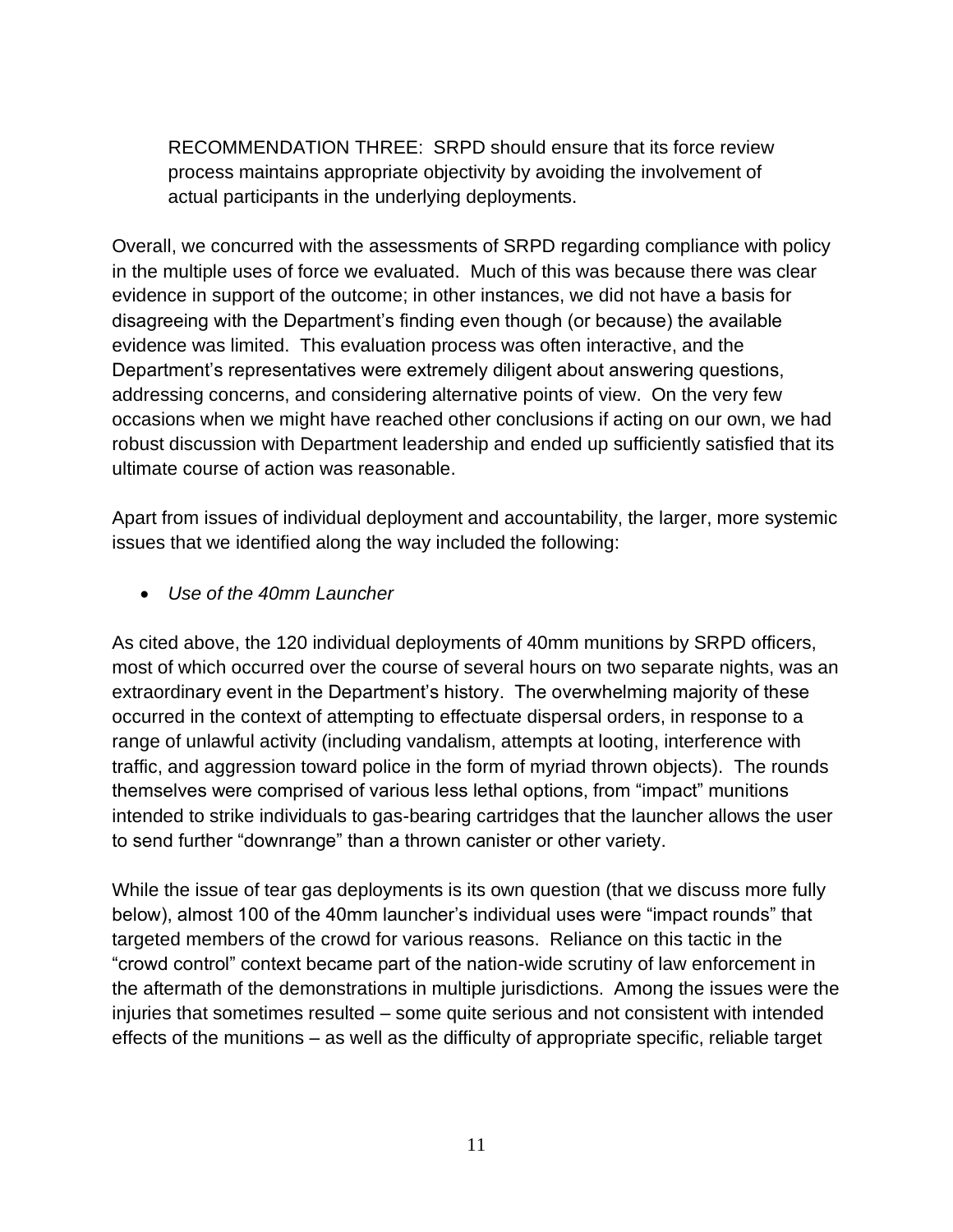RECOMMENDATION THREE: SRPD should ensure that its force review process maintains appropriate objectivity by avoiding the involvement of actual participants in the underlying deployments.

Overall, we concurred with the assessments of SRPD regarding compliance with policy in the multiple uses of force we evaluated. Much of this was because there was clear evidence in support of the outcome; in other instances, we did not have a basis for disagreeing with the Department's finding even though (or because) the available evidence was limited. This evaluation process was often interactive, and the Department's representatives were extremely diligent about answering questions, addressing concerns, and considering alternative points of view. On the very few occasions when we might have reached other conclusions if acting on our own, we had robust discussion with Department leadership and ended up sufficiently satisfied that its ultimate course of action was reasonable.

Apart from issues of individual deployment and accountability, the larger, more systemic issues that we identified along the way included the following:

- *Use of the 40mm Launcher*

As cited above, the 120 individual deployments of 40mm munitions by SRPD officers, most of which occurred over the course of several hours on two separate nights, was an extraordinary event in the Department's history. The overwhelming majority of these occurred in the context of attempting to effectuate dispersal orders, in response to a range of unlawful activity (including vandalism, attempts at looting, interference with traffic, and aggression toward police in the form of myriad thrown objects). The rounds themselves were comprised of various less lethal options, from "impact" munitions intended to strike individuals to gas-bearing cartridges that the launcher allows the user to send further "downrange" than a thrown canister or other variety.

While the issue of tear gas deployments is its own question (that we discuss more fully below), almost 100 of the 40mm launcher's individual uses were "impact rounds" that targeted members of the crowd for various reasons. Reliance on this tactic in the "crowd control" context became part of the nation-wide scrutiny of law enforcement in the aftermath of the demonstrations in multiple jurisdictions. Among the issues were the injuries that sometimes resulted – some quite serious and not consistent with intended effects of the munitions – as well as the difficulty of appropriate specific, reliable target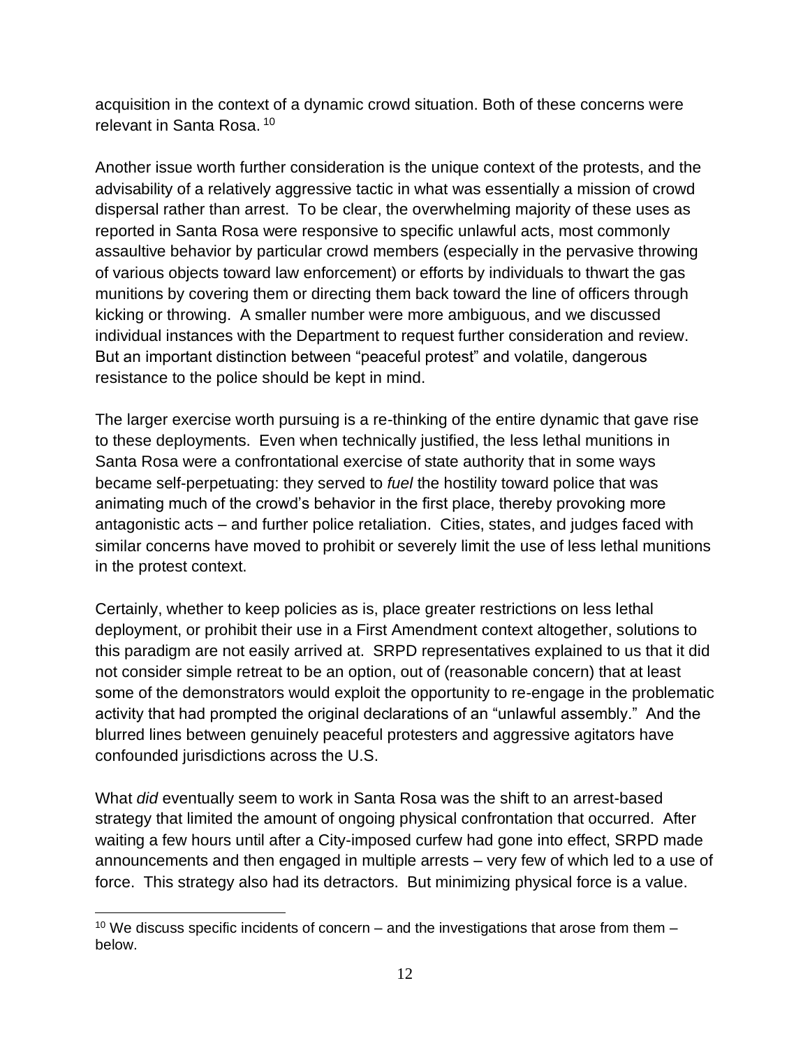acquisition in the context of a dynamic crowd situation. Both of these concerns were relevant in Santa Rosa.[10]

Another issue worth further consideration is the unique context of the protests, and the advisability of a relatively aggressive tactic in what was essentially a mission of crowd dispersal rather than arrest. To be clear, the overwhelming majority of these uses as reported in Santa Rosa were responsive to specific unlawful acts, most commonly assaultive behavior by particular crowd members (especially in the pervasive throwing of various objects toward law enforcement) or efforts by individuals to thwart the gas munitions by covering them or directing them back toward the line of officers through kicking or throwing. A smaller number were more ambiguous, and we discussed individual instances with the Department to request further consideration and review. But an important distinction between "peaceful protest" and volatile, dangerous resistance to the police should be kept in mind.

The larger exercise worth pursuing is a re-thinking of the entire dynamic that gave rise to these deployments. Even when technically justified, the less lethal munitions in Santa Rosa were a confrontational exercise of state authority that in some ways became self-perpetuating: they served to *fuel* the hostility toward police that was animating much of the crowd's behavior in the first place, thereby provoking more antagonistic acts – and further police retaliation. Cities, states, and judges faced with similar concerns have moved to prohibit or severely limit the use of less lethal munitions in the protest context.

Certainly, whether to keep policies as is, place greater restrictions on less lethal deployment, or prohibit their use in a First Amendment context altogether, solutions to this paradigm are not easily arrived at. SRPD representatives explained to us that it did not consider simple retreat to be an option, out of (reasonable concern) that at least some of the demonstrators would exploit the opportunity to re-engage in the problematic activity that had prompted the original declarations of an "unlawful assembly." And the blurred lines between genuinely peaceful protesters and aggressive agitators have confounded jurisdictions across the U.S.

What *did* eventually seem to work in Santa Rosa was the shift to an arrest-based strategy that limited the amount of ongoing physical confrontation that occurred. After waiting a few hours until after a City-imposed curfew had gone into effect, SRPD made announcements and then engaged in multiple arrests – very few of which led to a use of force. This strategy also had its detractors. But minimizing physical force is a value.

[10] We discuss specific incidents of concern – and the investigations that arose from them – below.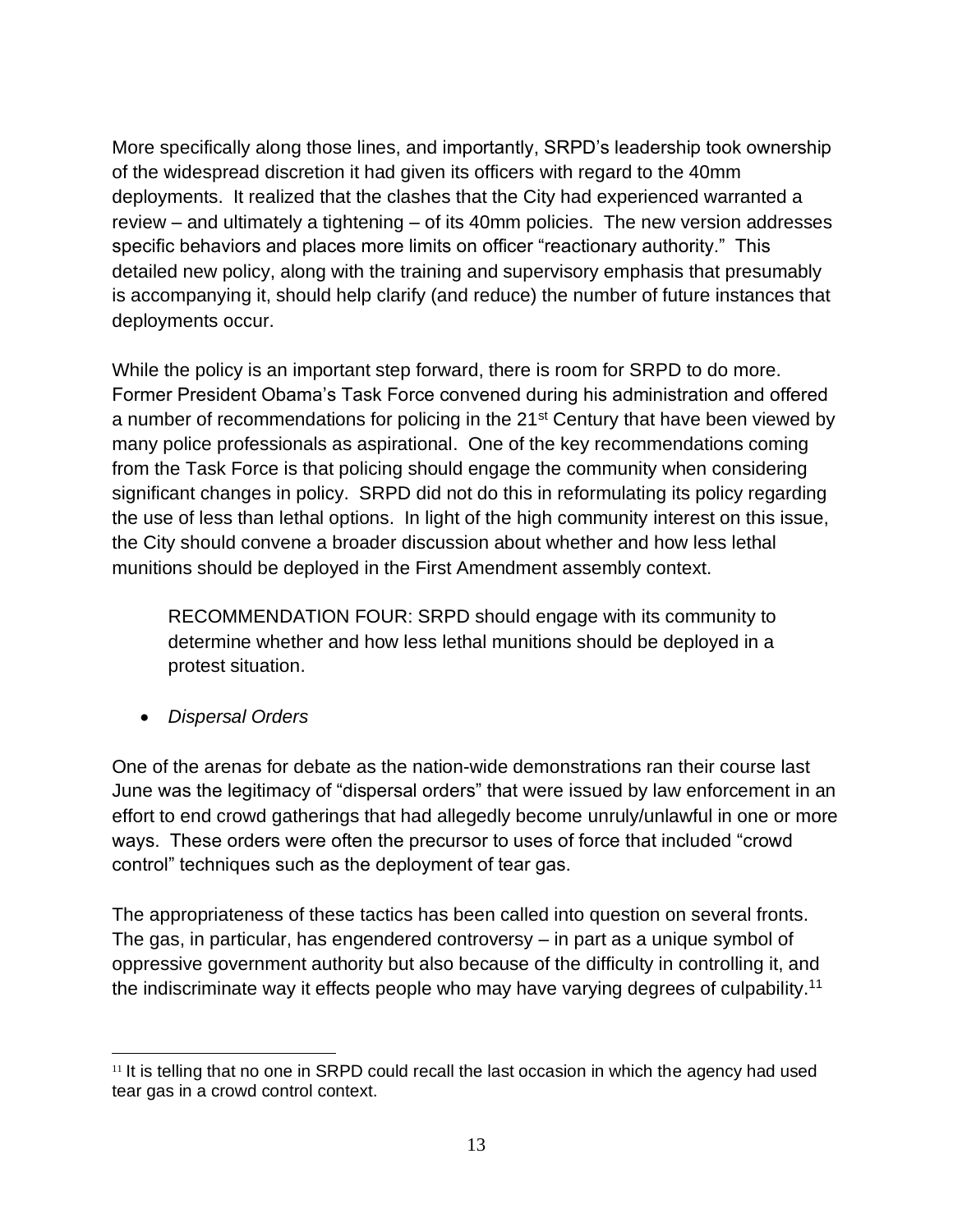More specifically along those lines, and importantly, SRPD's leadership took ownership of the widespread discretion it had given its officers with regard to the 40mm deployments. It realized that the clashes that the City had experienced warranted a review – and ultimately a tightening – of its 40mm policies. The new version addresses specific behaviors and places more limits on officer "reactionary authority." This detailed new policy, along with the training and supervisory emphasis that presumably is accompanying it, should help clarify (and reduce) the number of future instances that deployments occur.

While the policy is an important step forward, there is room for SRPD to do more. Former President Obama's Task Force convened during his administration and offered a number of recommendations for policing in the 21st Century that have been viewed by many police professionals as aspirational. One of the key recommendations coming from the Task Force is that policing should engage the community when considering significant changes in policy. SRPD did not do this in reformulating its policy regarding the use of less than lethal options. In light of the high community interest on this issue, the City should convene a broader discussion about whether and how less lethal munitions should be deployed in the First Amendment assembly context.

> RECOMMENDATION FOUR: SRPD should engage with its community to determine whether and how less lethal munitions should be deployed in a protest situation.

- *Dispersal Orders*

One of the arenas for debate as the nation-wide demonstrations ran their course last June was the legitimacy of "dispersal orders" that were issued by law enforcement in an effort to end crowd gatherings that had allegedly become unruly/unlawful in one or more ways. These orders were often the precursor to uses of force that included "crowd control" techniques such as the deployment of tear gas.

The appropriateness of these tactics has been called into question on several fronts. The gas, in particular, has engendered controversy – in part as a unique symbol of oppressive government authority but also because of the difficulty in controlling it, and the indiscriminate way it effects people who may have varying degrees of culpability.[11]

---

[11] It is telling that no one in SRPD could recall the last occasion in which the agency had used tear gas in a crowd control context.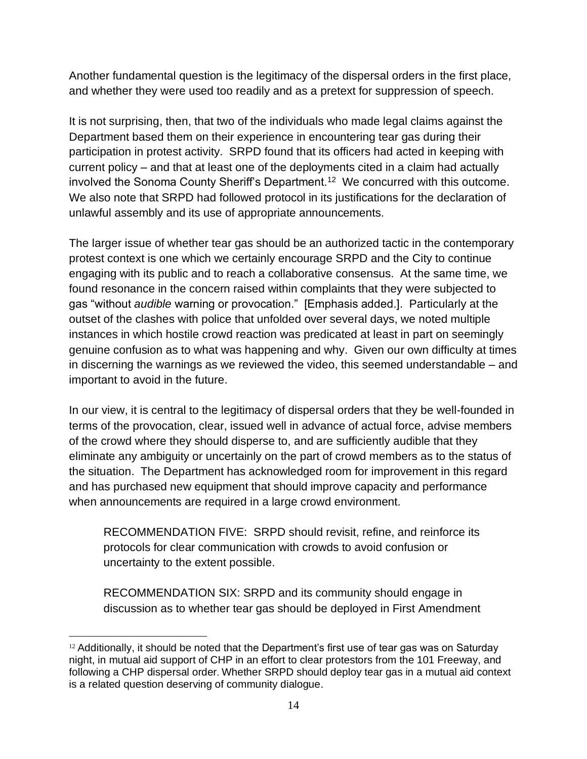Another fundamental question is the legitimacy of the dispersal orders in the first place, and whether they were used too readily and as a pretext for suppression of speech.

It is not surprising, then, that two of the individuals who made legal claims against the Department based them on their experience in encountering tear gas during their participation in protest activity. SRPD found that its officers had acted in keeping with current policy – and that at least one of the deployments cited in a claim had actually involved the Sonoma County Sheriff's Department.[12] We concurred with this outcome. We also note that SRPD had followed protocol in its justifications for the declaration of unlawful assembly and its use of appropriate announcements.

The larger issue of whether tear gas should be an authorized tactic in the contemporary protest context is one which we certainly encourage SRPD and the City to continue engaging with its public and to reach a collaborative consensus. At the same time, we found resonance in the concern raised within complaints that they were subjected to gas "without *audible* warning or provocation." [Emphasis added.]. Particularly at the outset of the clashes with police that unfolded over several days, we noted multiple instances in which hostile crowd reaction was predicated at least in part on seemingly genuine confusion as to what was happening and why. Given our own difficulty at times in discerning the warnings as we reviewed the video, this seemed understandable – and important to avoid in the future.

In our view, it is central to the legitimacy of dispersal orders that they be well-founded in terms of the provocation, clear, issued well in advance of actual force, advise members of the crowd where they should disperse to, and are sufficiently audible that they eliminate any ambiguity or uncertainly on the part of crowd members as to the status of the situation. The Department has acknowledged room for improvement in this regard and has purchased new equipment that should improve capacity and performance when announcements are required in a large crowd environment.

> RECOMMENDATION FIVE: SRPD should revisit, refine, and reinforce its protocols for clear communication with crowds to avoid confusion or uncertainty to the extent possible.

> RECOMMENDATION SIX: SRPD and its community should engage in discussion as to whether tear gas should be deployed in First Amendment

---

[12] Additionally, it should be noted that the Department's first use of tear gas was on Saturday night, in mutual aid support of CHP in an effort to clear protestors from the 101 Freeway, and following a CHP dispersal order. Whether SRPD should deploy tear gas in a mutual aid context is a related question deserving of community dialogue.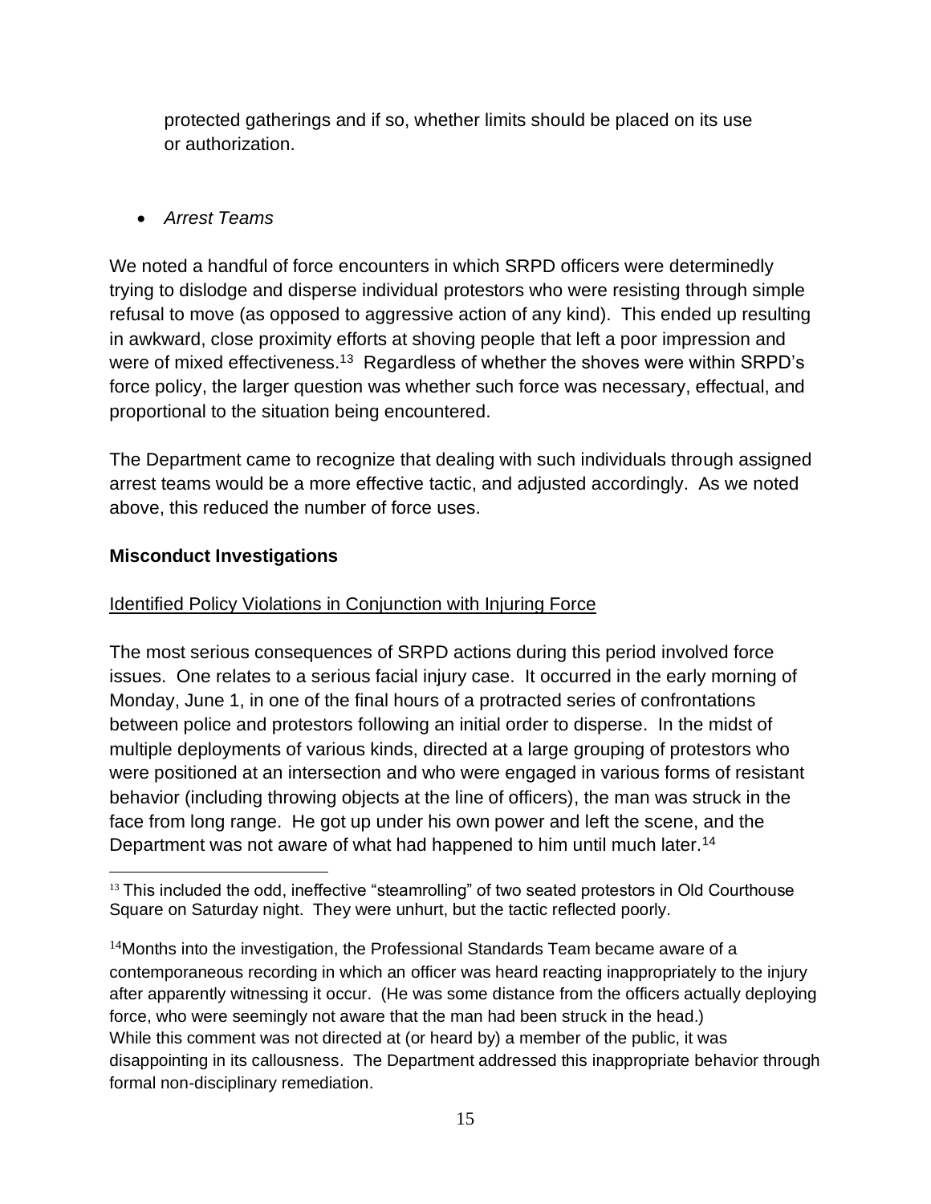protected gatherings and if so, whether limits should be placed on its use or authorization.

- *Arrest Teams*

We noted a handful of force encounters in which SRPD officers were determinedly trying to dislodge and disperse individual protestors who were resisting through simple refusal to move (as opposed to aggressive action of any kind). This ended up resulting in awkward, close proximity efforts at shoving people that left a poor impression and were of mixed effectiveness.[13] Regardless of whether the shoves were within SRPD's force policy, the larger question was whether such force was necessary, effectual, and proportional to the situation being encountered.

The Department came to recognize that dealing with such individuals through assigned arrest teams would be a more effective tactic, and adjusted accordingly. As we noted above, this reduced the number of force uses.

## Misconduct Investigations

### Identified Policy Violations in Conjunction with Injuring Force

The most serious consequences of SRPD actions during this period involved force issues. One relates to a serious facial injury case. It occurred in the early morning of Monday, June 1, in one of the final hours of a protracted series of confrontations between police and protestors following an initial order to disperse. In the midst of multiple deployments of various kinds, directed at a large grouping of protestors who were positioned at an intersection and who were engaged in various forms of resistant behavior (including throwing objects at the line of officers), the man was struck in the face from long range. He got up under his own power and left the scene, and the Department was not aware of what had happened to him until much later.[14]

---

[13] This included the odd, ineffective "steamrolling" of two seated protestors in Old Courthouse Square on Saturday night. They were unhurt, but the tactic reflected poorly.

[14] Months into the investigation, the Professional Standards Team became aware of a contemporaneous recording in which an officer was heard reacting inappropriately to the injury after apparently witnessing it occur. (He was some distance from the officers actually deploying force, who were seemingly not aware that the man had been struck in the head.) While this comment was not directed at (or heard by) a member of the public, it was disappointing in its callousness. The Department addressed this inappropriate behavior through formal non-disciplinary remediation.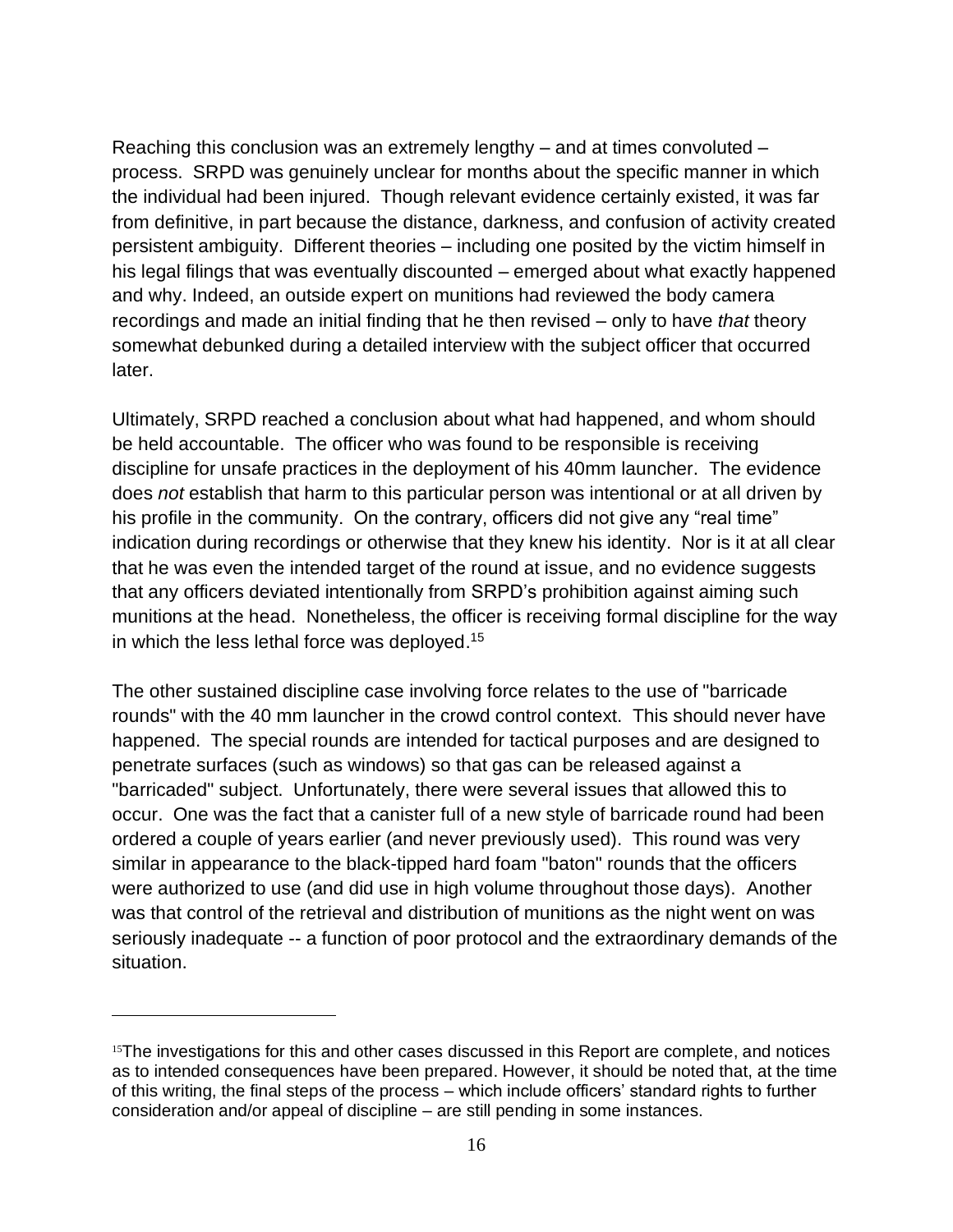Reaching this conclusion was an extremely lengthy – and at times convoluted – process. SRPD was genuinely unclear for months about the specific manner in which the individual had been injured. Though relevant evidence certainly existed, it was far from definitive, in part because the distance, darkness, and confusion of activity created persistent ambiguity. Different theories – including one posited by the victim himself in his legal filings that was eventually discounted – emerged about what exactly happened and why. Indeed, an outside expert on munitions had reviewed the body camera recordings and made an initial finding that he then revised – only to have *that* theory somewhat debunked during a detailed interview with the subject officer that occurred later.

Ultimately, SRPD reached a conclusion about what had happened, and whom should be held accountable. The officer who was found to be responsible is receiving discipline for unsafe practices in the deployment of his 40mm launcher. The evidence does *not* establish that harm to this particular person was intentional or at all driven by his profile in the community. On the contrary, officers did not give any "real time" indication during recordings or otherwise that they knew his identity. Nor is it at all clear that he was even the intended target of the round at issue, and no evidence suggests that any officers deviated intentionally from SRPD's prohibition against aiming such munitions at the head. Nonetheless, the officer is receiving formal discipline for the way in which the less lethal force was deployed.[15]

The other sustained discipline case involving force relates to the use of "barricade rounds" with the 40 mm launcher in the crowd control context. This should never have happened. The special rounds are intended for tactical purposes and are designed to penetrate surfaces (such as windows) so that gas can be released against a "barricaded" subject. Unfortunately, there were several issues that allowed this to occur. One was the fact that a canister full of a new style of barricade round had been ordered a couple of years earlier (and never previously used). This round was very similar in appearance to the black-tipped hard foam "baton" rounds that the officers were authorized to use (and did use in high volume throughout those days). Another was that control of the retrieval and distribution of munitions as the night went on was seriously inadequate -- a function of poor protocol and the extraordinary demands of the situation.

---

[15] The investigations for this and other cases discussed in this Report are complete, and notices as to intended consequences have been prepared. However, it should be noted that, at the time of this writing, the final steps of the process – which include officers' standard rights to further consideration and/or appeal of discipline – are still pending in some instances.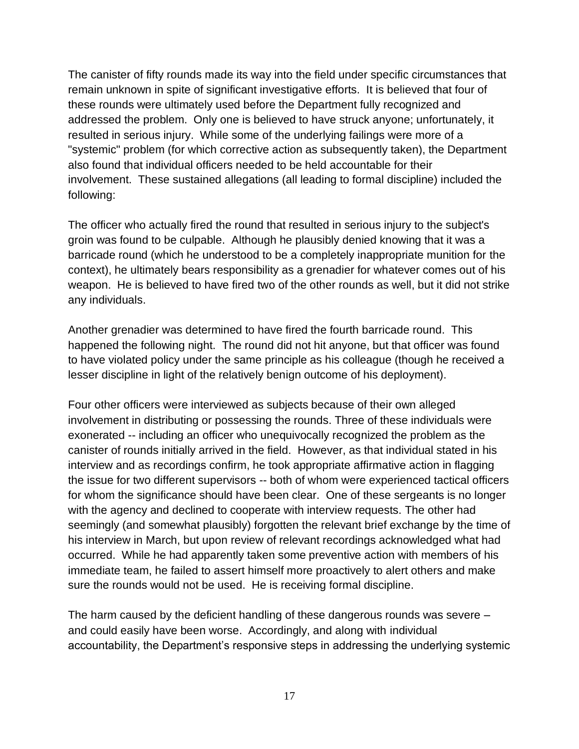The canister of fifty rounds made its way into the field under specific circumstances that remain unknown in spite of significant investigative efforts. It is believed that four of these rounds were ultimately used before the Department fully recognized and addressed the problem. Only one is believed to have struck anyone; unfortunately, it resulted in serious injury. While some of the underlying failings were more of a "systemic" problem (for which corrective action as subsequently taken), the Department also found that individual officers needed to be held accountable for their involvement. These sustained allegations (all leading to formal discipline) included the following:

The officer who actually fired the round that resulted in serious injury to the subject's groin was found to be culpable. Although he plausibly denied knowing that it was a barricade round (which he understood to be a completely inappropriate munition for the context), he ultimately bears responsibility as a grenadier for whatever comes out of his weapon. He is believed to have fired two of the other rounds as well, but it did not strike any individuals.

Another grenadier was determined to have fired the fourth barricade round. This happened the following night. The round did not hit anyone, but that officer was found to have violated policy under the same principle as his colleague (though he received a lesser discipline in light of the relatively benign outcome of his deployment).

Four other officers were interviewed as subjects because of their own alleged involvement in distributing or possessing the rounds. Three of these individuals were exonerated -- including an officer who unequivocally recognized the problem as the canister of rounds initially arrived in the field. However, as that individual stated in his interview and as recordings confirm, he took appropriate affirmative action in flagging the issue for two different supervisors -- both of whom were experienced tactical officers for whom the significance should have been clear. One of these sergeants is no longer with the agency and declined to cooperate with interview requests. The other had seemingly (and somewhat plausibly) forgotten the relevant brief exchange by the time of his interview in March, but upon review of relevant recordings acknowledged what had occurred. While he had apparently taken some preventive action with members of his immediate team, he failed to assert himself more proactively to alert others and make sure the rounds would not be used. He is receiving formal discipline.

The harm caused by the deficient handling of these dangerous rounds was severe – and could easily have been worse. Accordingly, and along with individual accountability, the Department's responsive steps in addressing the underlying systemic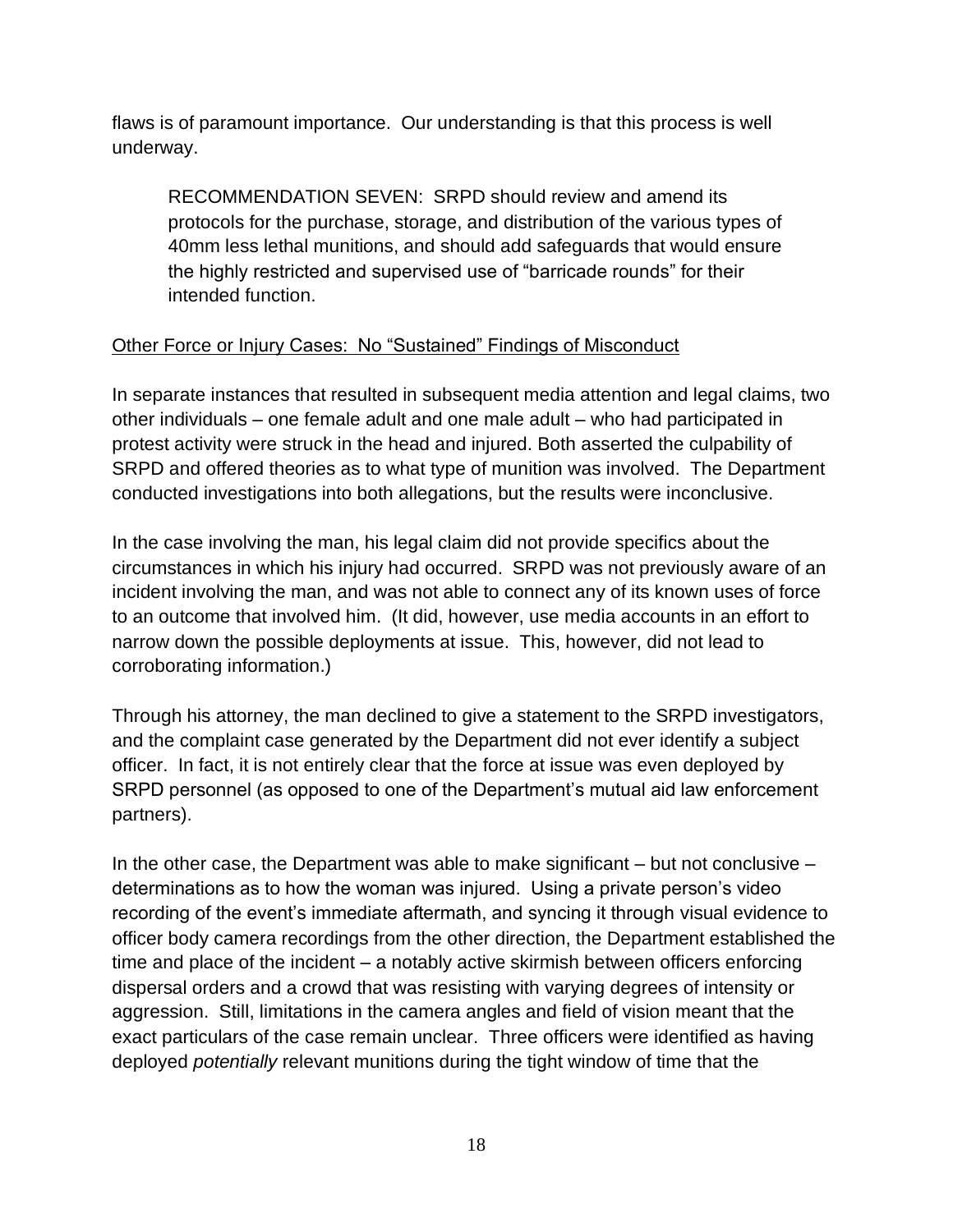flaws is of paramount importance. Our understanding is that this process is well underway.

> RECOMMENDATION SEVEN: SRPD should review and amend its protocols for the purchase, storage, and distribution of the various types of 40mm less lethal munitions, and should add safeguards that would ensure the highly restricted and supervised use of "barricade rounds" for their intended function.

<u>Other Force or Injury Cases: No "Sustained" Findings of Misconduct</u>

In separate instances that resulted in subsequent media attention and legal claims, two other individuals – one female adult and one male adult – who had participated in protest activity were struck in the head and injured. Both asserted the culpability of SRPD and offered theories as to what type of munition was involved. The Department conducted investigations into both allegations, but the results were inconclusive.

In the case involving the man, his legal claim did not provide specifics about the circumstances in which his injury had occurred. SRPD was not previously aware of an incident involving the man, and was not able to connect any of its known uses of force to an outcome that involved him. (It did, however, use media accounts in an effort to narrow down the possible deployments at issue. This, however, did not lead to corroborating information.)

Through his attorney, the man declined to give a statement to the SRPD investigators, and the complaint case generated by the Department did not ever identify a subject officer. In fact, it is not entirely clear that the force at issue was even deployed by SRPD personnel (as opposed to one of the Department's mutual aid law enforcement partners).

In the other case, the Department was able to make significant – but not conclusive – determinations as to how the woman was injured. Using a private person's video recording of the event's immediate aftermath, and syncing it through visual evidence to officer body camera recordings from the other direction, the Department established the time and place of the incident – a notably active skirmish between officers enforcing dispersal orders and a crowd that was resisting with varying degrees of intensity or aggression. Still, limitations in the camera angles and field of vision meant that the exact particulars of the case remain unclear. Three officers were identified as having deployed *potentially* relevant munitions during the tight window of time that the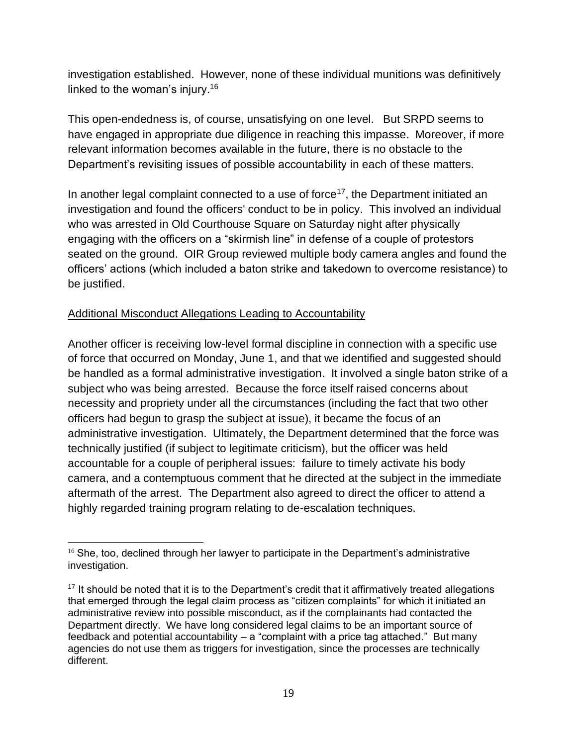investigation established. However, none of these individual munitions was definitively linked to the woman's injury.[16]

This open-endedness is, of course, unsatisfying on one level. But SRPD seems to have engaged in appropriate due diligence in reaching this impasse. Moreover, if more relevant information becomes available in the future, there is no obstacle to the Department's revisiting issues of possible accountability in each of these matters.

In another legal complaint connected to a use of force[17], the Department initiated an investigation and found the officers' conduct to be in policy. This involved an individual who was arrested in Old Courthouse Square on Saturday night after physically engaging with the officers on a "skirmish line" in defense of a couple of protestors seated on the ground. OIR Group reviewed multiple body camera angles and found the officers' actions (which included a baton strike and takedown to overcome resistance) to be justified.

Additional Misconduct Allegations Leading to Accountability

Another officer is receiving low-level formal discipline in connection with a specific use of force that occurred on Monday, June 1, and that we identified and suggested should be handled as a formal administrative investigation. It involved a single baton strike of a subject who was being arrested. Because the force itself raised concerns about necessity and propriety under all the circumstances (including the fact that two other officers had begun to grasp the subject at issue), it became the focus of an administrative investigation. Ultimately, the Department determined that the force was technically justified (if subject to legitimate criticism), but the officer was held accountable for a couple of peripheral issues: failure to timely activate his body camera, and a contemptuous comment that he directed at the subject in the immediate aftermath of the arrest. The Department also agreed to direct the officer to attend a highly regarded training program relating to de-escalation techniques.

---

[16] She, too, declined through her lawyer to participate in the Department's administrative investigation.

[17] It should be noted that it is to the Department's credit that it affirmatively treated allegations that emerged through the legal claim process as "citizen complaints" for which it initiated an administrative review into possible misconduct, as if the complainants had contacted the Department directly. We have long considered legal claims to be an important source of feedback and potential accountability – a "complaint with a price tag attached." But many agencies do not use them as triggers for investigation, since the processes are technically different.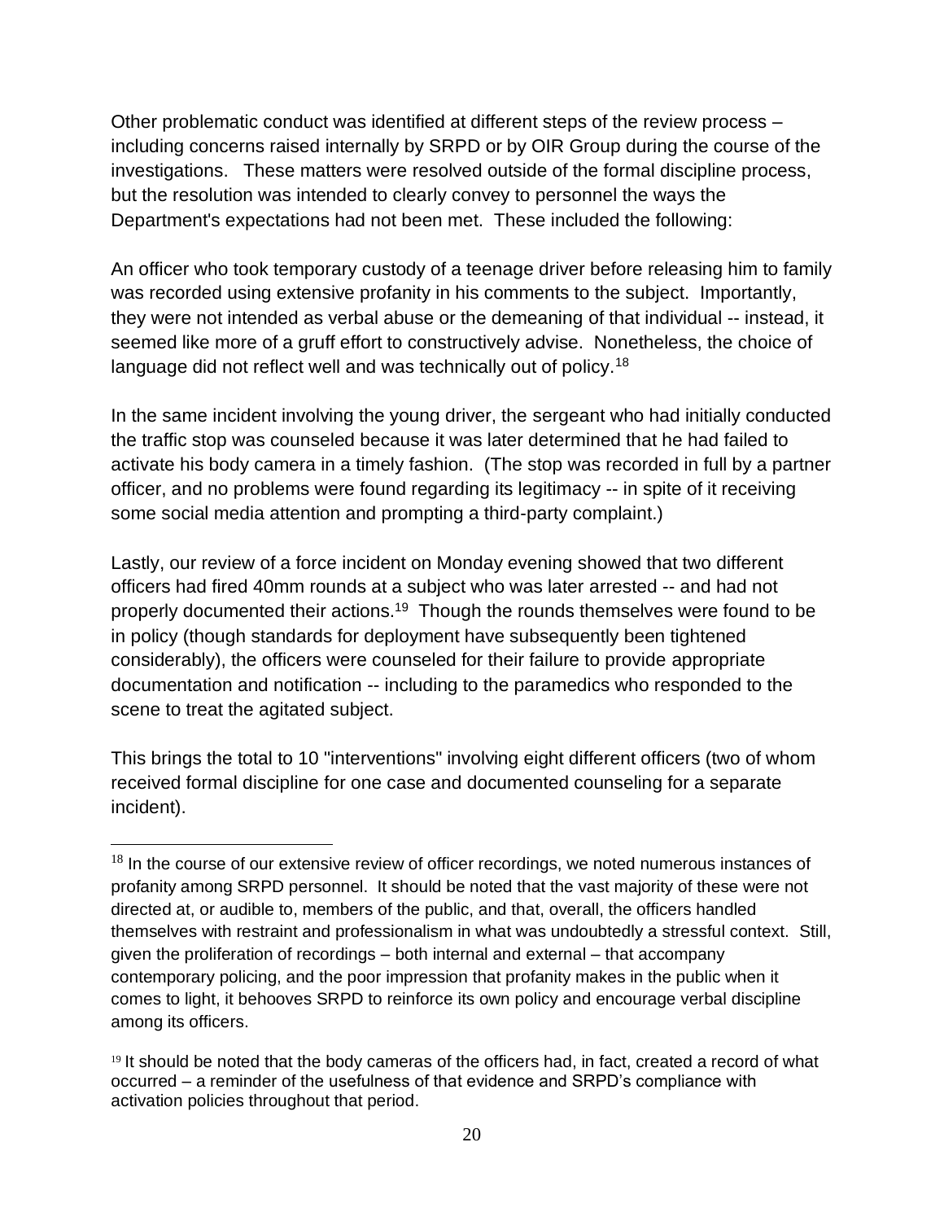Other problematic conduct was identified at different steps of the review process – including concerns raised internally by SRPD or by OIR Group during the course of the investigations. These matters were resolved outside of the formal discipline process, but the resolution was intended to clearly convey to personnel the ways the Department's expectations had not been met. These included the following:

An officer who took temporary custody of a teenage driver before releasing him to family was recorded using extensive profanity in his comments to the subject. Importantly, they were not intended as verbal abuse or the demeaning of that individual -- instead, it seemed like more of a gruff effort to constructively advise. Nonetheless, the choice of language did not reflect well and was technically out of policy.[18]

In the same incident involving the young driver, the sergeant who had initially conducted the traffic stop was counseled because it was later determined that he had failed to activate his body camera in a timely fashion. (The stop was recorded in full by a partner officer, and no problems were found regarding its legitimacy -- in spite of it receiving some social media attention and prompting a third-party complaint.)

Lastly, our review of a force incident on Monday evening showed that two different officers had fired 40mm rounds at a subject who was later arrested -- and had not properly documented their actions.[19] Though the rounds themselves were found to be in policy (though standards for deployment have subsequently been tightened considerably), the officers were counseled for their failure to provide appropriate documentation and notification -- including to the paramedics who responded to the scene to treat the agitated subject.

This brings the total to 10 "interventions" involving eight different officers (two of whom received formal discipline for one case and documented counseling for a separate incident).

---

[18] In the course of our extensive review of officer recordings, we noted numerous instances of profanity among SRPD personnel. It should be noted that the vast majority of these were not directed at, or audible to, members of the public, and that, overall, the officers handled themselves with restraint and professionalism in what was undoubtedly a stressful context. Still, given the proliferation of recordings – both internal and external – that accompany contemporary policing, and the poor impression that profanity makes in the public when it comes to light, it behooves SRPD to reinforce its own policy and encourage verbal discipline among its officers.

[19] It should be noted that the body cameras of the officers had, in fact, created a record of what occurred – a reminder of the usefulness of that evidence and SRPD's compliance with activation policies throughout that period.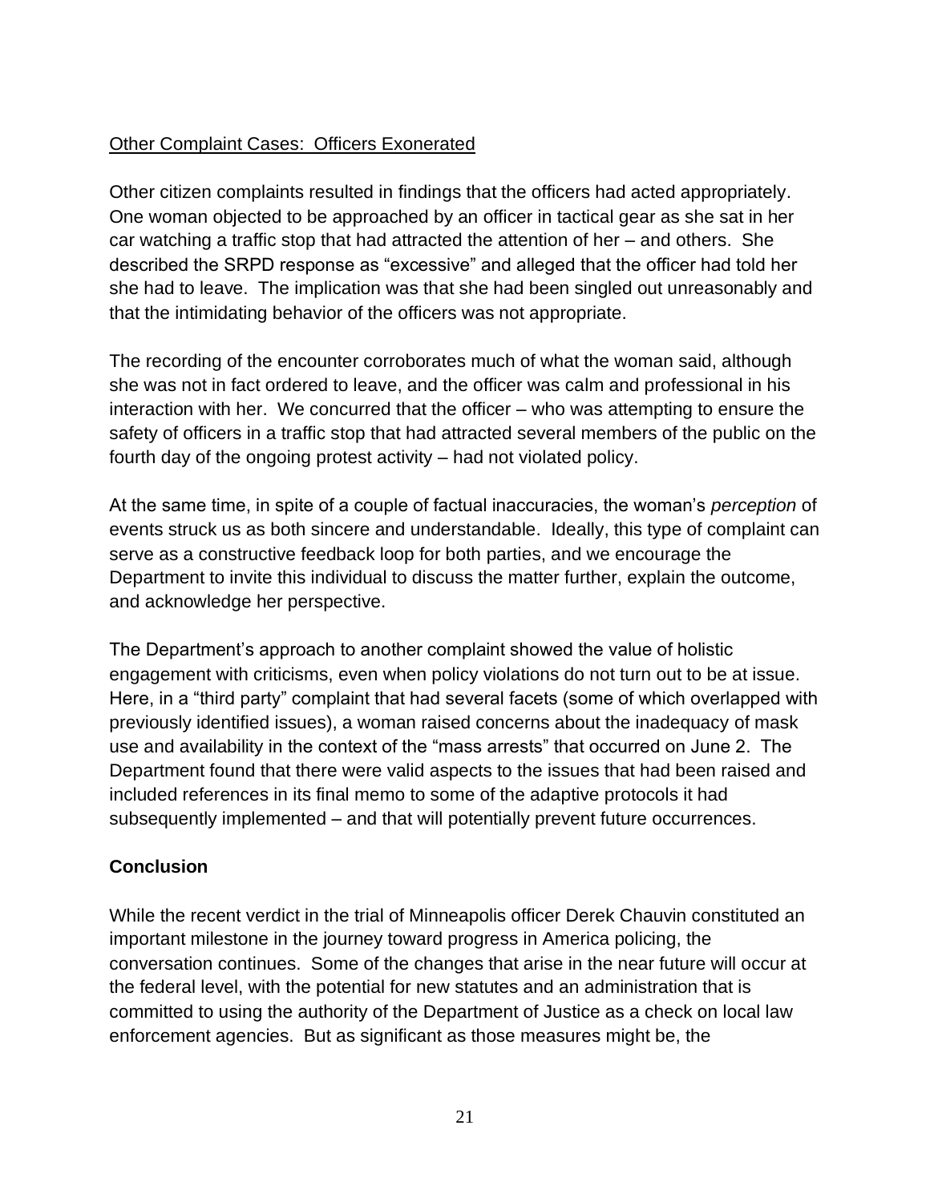<u>Other Complaint Cases: Officers Exonerated</u>

Other citizen complaints resulted in findings that the officers had acted appropriately. One woman objected to be approached by an officer in tactical gear as she sat in her car watching a traffic stop that had attracted the attention of her – and others. She described the SRPD response as "excessive" and alleged that the officer had told her she had to leave. The implication was that she had been singled out unreasonably and that the intimidating behavior of the officers was not appropriate.

The recording of the encounter corroborates much of what the woman said, although she was not in fact ordered to leave, and the officer was calm and professional in his interaction with her. We concurred that the officer – who was attempting to ensure the safety of officers in a traffic stop that had attracted several members of the public on the fourth day of the ongoing protest activity – had not violated policy.

At the same time, in spite of a couple of factual inaccuracies, the woman's *perception* of events struck us as both sincere and understandable. Ideally, this type of complaint can serve as a constructive feedback loop for both parties, and we encourage the Department to invite this individual to discuss the matter further, explain the outcome, and acknowledge her perspective.

The Department's approach to another complaint showed the value of holistic engagement with criticisms, even when policy violations do not turn out to be at issue. Here, in a "third party" complaint that had several facets (some of which overlapped with previously identified issues), a woman raised concerns about the inadequacy of mask use and availability in the context of the "mass arrests" that occurred on June 2. The Department found that there were valid aspects to the issues that had been raised and included references in its final memo to some of the adaptive protocols it had subsequently implemented – and that will potentially prevent future occurrences.

## **Conclusion**

While the recent verdict in the trial of Minneapolis officer Derek Chauvin constituted an important milestone in the journey toward progress in America policing, the conversation continues. Some of the changes that arise in the near future will occur at the federal level, with the potential for new statutes and an administration that is committed to using the authority of the Department of Justice as a check on local law enforcement agencies. But as significant as those measures might be, the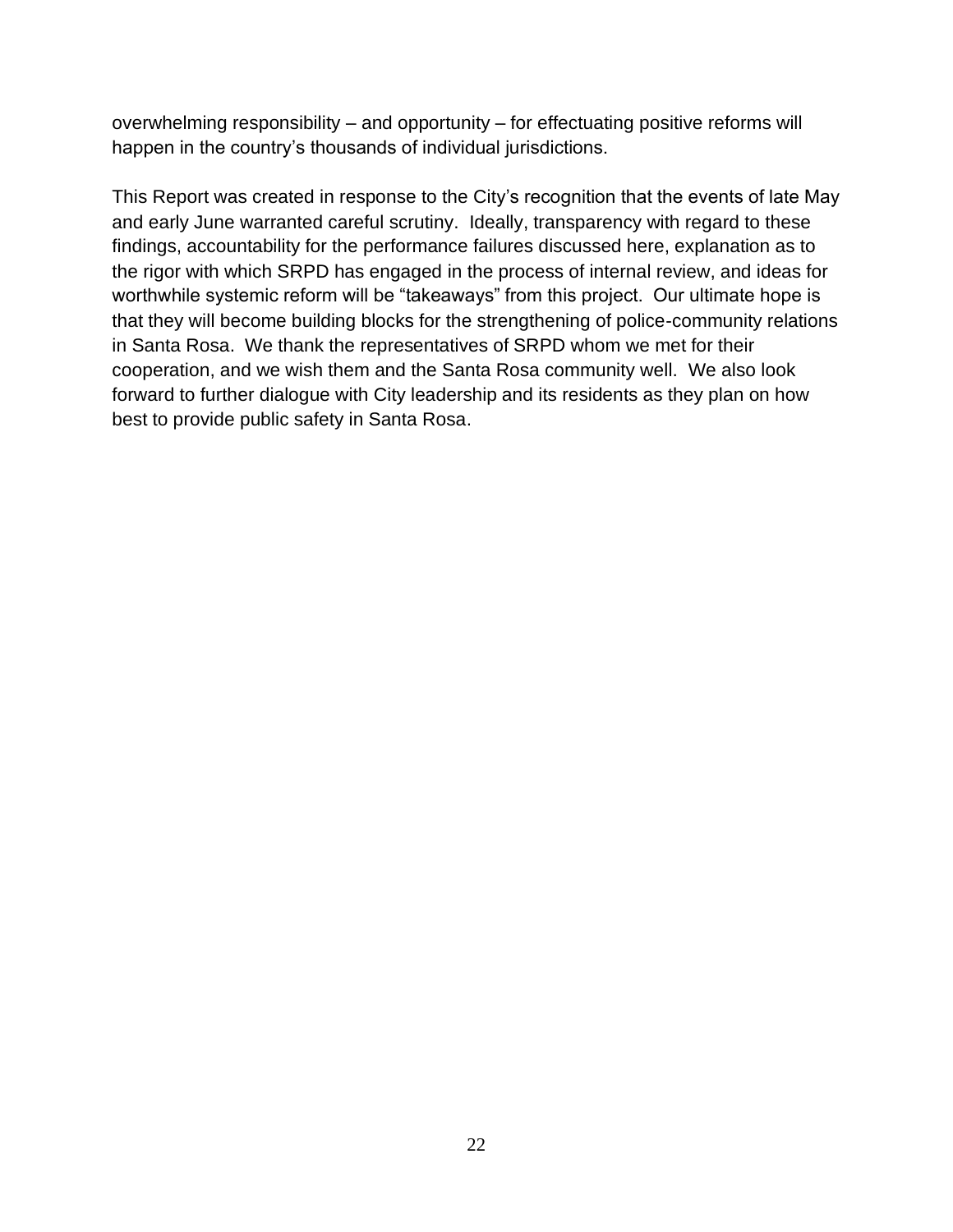overwhelming responsibility – and opportunity – for effectuating positive reforms will happen in the country's thousands of individual jurisdictions.

This Report was created in response to the City's recognition that the events of late May and early June warranted careful scrutiny. Ideally, transparency with regard to these findings, accountability for the performance failures discussed here, explanation as to the rigor with which SRPD has engaged in the process of internal review, and ideas for worthwhile systemic reform will be "takeaways" from this project. Our ultimate hope is that they will become building blocks for the strengthening of police-community relations in Santa Rosa. We thank the representatives of SRPD whom we met for their cooperation, and we wish them and the Santa Rosa community well. We also look forward to further dialogue with City leadership and its residents as they plan on how best to provide public safety in Santa Rosa.